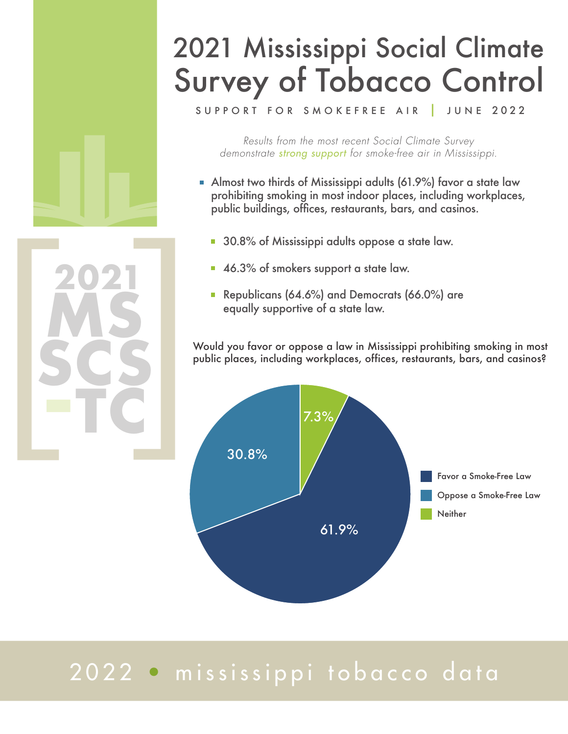# 2021 Mississippi Social Climate Survey of Tobacco Control

SUPPORT FOR SMOKEFREE AIR | JUNE 2022

*Results from the most recent Social Climate Survey demonstrate strong support for smoke-free air in Mississippi.*

- Almost two thirds of Mississippi adults (61.9%) favor a state law prohibiting smoking in most indoor places, including workplaces, public buildings, offices, restaurants, bars, and casinos.
  - 30.8% of Mississippi adults oppose a state law.
  - 46.3% of smokers support a state law.
  - Republicans (64.6%) and Democrats (66.0%) are equally supportive of a state law.

Would you favor or oppose a law in Mississippi prohibiting smoking in most public places, including workplaces, offices, restaurants, bars, and casinos?

| Response | Percent |
| --- | --- |
| Favor a Smoke-Free Law | 61.9% |
| Oppose a Smoke-Free Law | 30.8% |
| Neither | 7.3% |

2022 • mississippi tobacco data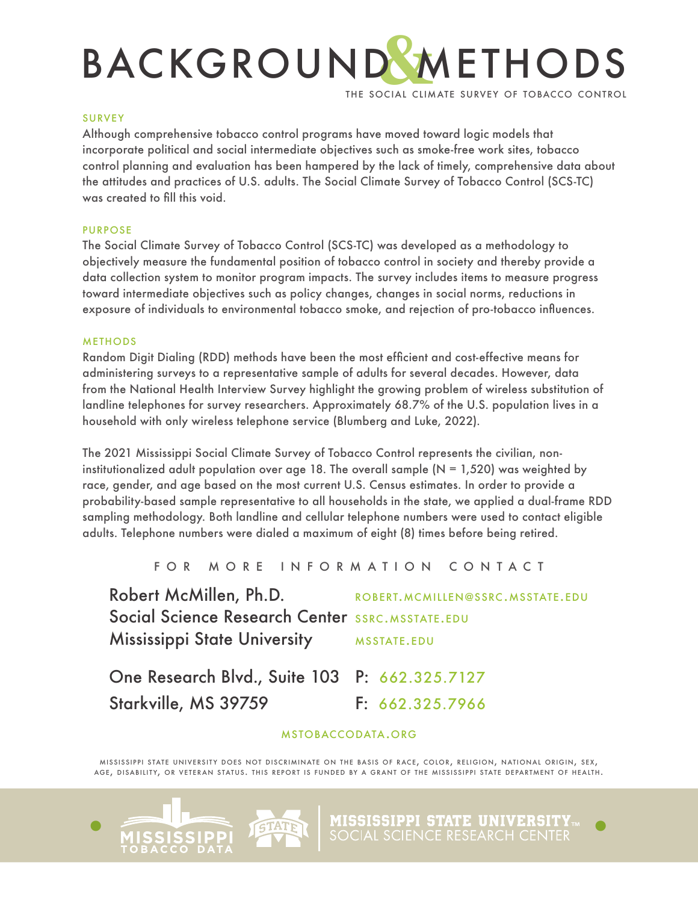# BACKGROUND & METHODS

THE SOCIAL CLIMATE SURVEY OF TOBACCO CONTROL

## SURVEY

Although comprehensive tobacco control programs have moved toward logic models that incorporate political and social intermediate objectives such as smoke-free work sites, tobacco control planning and evaluation has been hampered by the lack of timely, comprehensive data about the attitudes and practices of U.S. adults. The Social Climate Survey of Tobacco Control (SCS-TC) was created to fill this void.

## PURPOSE

The Social Climate Survey of Tobacco Control (SCS-TC) was developed as a methodology to objectively measure the fundamental position of tobacco control in society and thereby provide a data collection system to monitor program impacts. The survey includes items to measure progress toward intermediate objectives such as policy changes, changes in social norms, reductions in exposure of individuals to environmental tobacco smoke, and rejection of pro-tobacco influences.

## METHODS

Random Digit Dialing (RDD) methods have been the most efficient and cost-effective means for administering surveys to a representative sample of adults for several decades. However, data from the National Health Interview Survey highlight the growing problem of wireless substitution of landline telephones for survey researchers. Approximately 68.7% of the U.S. population lives in a household with only wireless telephone service (Blumberg and Luke, 2022).

The 2021 Mississippi Social Climate Survey of Tobacco Control represents the civilian, non-institutionalized adult population over age 18. The overall sample (N = 1,520) was weighted by race, gender, and age based on the most current U.S. Census estimates. In order to provide a probability-based sample representative to all households in the state, we applied a dual-frame RDD sampling methodology. Both landline and cellular telephone numbers were used to contact eligible adults. Telephone numbers were dialed a maximum of eight (8) times before being retired.

FOR MORE INFORMATION CONTACT

Robert McMillen, Ph.D. — ROBERT.MCMILLEN@SSRC.MSSTATE.EDU
Social Science Research Center — SSRC.MSSTATE.EDU
Mississippi State University — MSSTATE.EDU

One Research Blvd., Suite 103 — P: 662.325.7127
Starkville, MS 39759 — F: 662.325.7966

MSTOBACCODATA.ORG

MISSISSIPPI STATE UNIVERSITY DOES NOT DISCRIMINATE ON THE BASIS OF RACE, COLOR, RELIGION, NATIONAL ORIGIN, SEX, AGE, DISABILITY, OR VETERAN STATUS. THIS REPORT IS FUNDED BY A GRANT OF THE MISSISSIPPI STATE DEPARTMENT OF HEALTH.

MISSISSIPPI TOBACCO DATA

MISSISSIPPI STATE UNIVERSITY™ SOCIAL SCIENCE RESEARCH CENTER